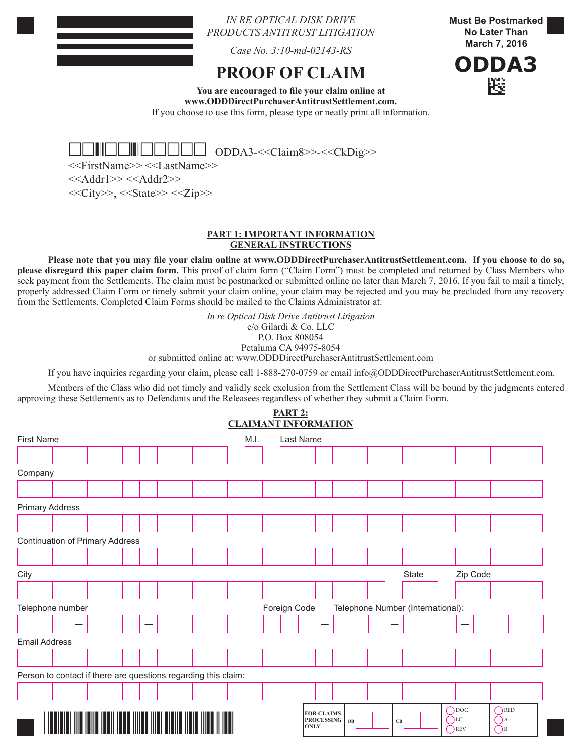*IN RE OPTICAL DISK DRIVE PRODUCTS ANTITRUST LITIGATION*

*Case No. 3:10-md-02143-RS*

**Must Be Postmarked No Later Than March 7, 2016**

**ODDA3**

# PROOF OF CLAIM

**You are encouraged to file your claim online at www.ODDDirectPurchaserAntitrustSettlement.com.**
If you choose to use this form, please type or neatly print all information.

ODDA3-<<Claim8>>-<<CkDig>>
<<FirstName>> <<LastName>>
<<Addr1>> <<Addr2>>
<<City>>, <<State>> <<Zip>>

## PART 1: IMPORTANT INFORMATION
## GENERAL INSTRUCTIONS

**Please note that you may file your claim online at www.ODDDirectPurchaserAntitrustSettlement.com. If you choose to do so, please disregard this paper claim form.** This proof of claim form ("Claim Form") must be completed and returned by Class Members who seek payment from the Settlements. The claim must be postmarked or submitted online no later than March 7, 2016. If you fail to mail a timely, properly addressed Claim Form or timely submit your claim online, your claim may be rejected and you may be precluded from any recovery from the Settlements. Completed Claim Forms should be mailed to the Claims Administrator at:

*In re Optical Disk Drive Antitrust Litigation*
c/o Gilardi & Co. LLC
P.O. Box 808054
Petaluma CA 94975-8054
or submitted online at: www.ODDDirectPurchaserAntitrustSettlement.com

If you have inquiries regarding your claim, please call 1-888-270-0759 or email info@ODDDirectPurchaserAntitrustSettlement.com.

Members of the Class who did not timely and validly seek exclusion from the Settlement Class will be bound by the judgments entered approving these Settlements as to Defendants and the Releasees regardless of whether they submit a Claim Form.

## PART 2: CLAIMANT INFORMATION

First Name _______________ M.I. ___ Last Name _______________

Company _______________

Primary Address _______________

Continuation of Primary Address _______________

City _______________ State ___ Zip Code _______________

Telephone number ___ — ___ — ___ Foreign Code ___ — Telephone Number (International): ___ — ___ — ___

Email Address _______________

Person to contact if there are questions regarding this claim: _______________

| FOR CLAIMS PROCESSING ONLY | OB | CB | ◯ DOC ◯ LC ◯ REV | ◯ RED ◯ A ◯ B |
|---|---|---|---|---|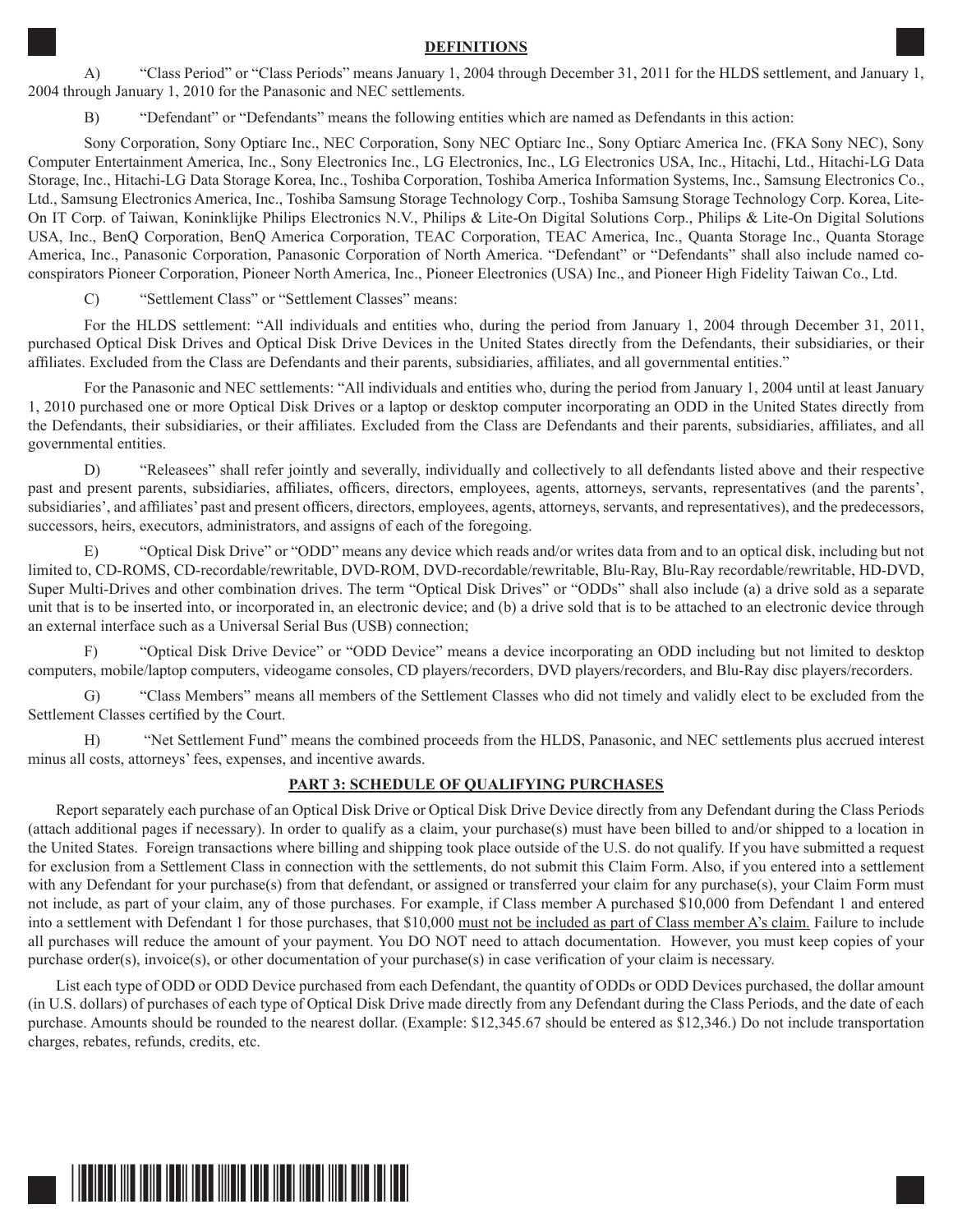## DEFINITIONS

A) "Class Period" or "Class Periods" means January 1, 2004 through December 31, 2011 for the HLDS settlement, and January 1, 2004 through January 1, 2010 for the Panasonic and NEC settlements.

B) "Defendant" or "Defendants" means the following entities which are named as Defendants in this action:

Sony Corporation, Sony Optiarc Inc., NEC Corporation, Sony NEC Optiarc Inc., Sony Optiarc America Inc. (FKA Sony NEC), Sony Computer Entertainment America, Inc., Sony Electronics Inc., LG Electronics, Inc., LG Electronics USA, Inc., Hitachi, Ltd., Hitachi-LG Data Storage, Inc., Hitachi-LG Data Storage Korea, Inc., Toshiba Corporation, Toshiba America Information Systems, Inc., Samsung Electronics Co., Ltd., Samsung Electronics America, Inc., Toshiba Samsung Storage Technology Corp., Toshiba Samsung Storage Technology Corp. Korea, Lite-On IT Corp. of Taiwan, Koninklijke Philips Electronics N.V., Philips & Lite-On Digital Solutions Corp., Philips & Lite-On Digital Solutions USA, Inc., BenQ Corporation, BenQ America Corporation, TEAC Corporation, TEAC America, Inc., Quanta Storage Inc., Quanta Storage America, Inc., Panasonic Corporation, Panasonic Corporation of North America. "Defendant" or "Defendants" shall also include named co-conspirators Pioneer Corporation, Pioneer North America, Inc., Pioneer Electronics (USA) Inc., and Pioneer High Fidelity Taiwan Co., Ltd.

C) "Settlement Class" or "Settlement Classes" means:

For the HLDS settlement: "All individuals and entities who, during the period from January 1, 2004 through December 31, 2011, purchased Optical Disk Drives and Optical Disk Drive Devices in the United States directly from the Defendants, their subsidiaries, or their affiliates. Excluded from the Class are Defendants and their parents, subsidiaries, affiliates, and all governmental entities."

For the Panasonic and NEC settlements: "All individuals and entities who, during the period from January 1, 2004 until at least January 1, 2010 purchased one or more Optical Disk Drives or a laptop or desktop computer incorporating an ODD in the United States directly from the Defendants, their subsidiaries, or their affiliates. Excluded from the Class are Defendants and their parents, subsidiaries, affiliates, and all governmental entities.

D) "Releasees" shall refer jointly and severally, individually and collectively to all defendants listed above and their respective past and present parents, subsidiaries, affiliates, officers, directors, employees, agents, attorneys, servants, representatives (and the parents', subsidiaries', and affiliates' past and present officers, directors, employees, agents, attorneys, servants, and representatives), and the predecessors, successors, heirs, executors, administrators, and assigns of each of the foregoing.

E) "Optical Disk Drive" or "ODD" means any device which reads and/or writes data from and to an optical disk, including but not limited to, CD-ROMS, CD-recordable/rewritable, DVD-ROM, DVD-recordable/rewritable, Blu-Ray, Blu-Ray recordable/rewritable, HD-DVD, Super Multi-Drives and other combination drives. The term "Optical Disk Drives" or "ODDs" shall also include (a) a drive sold as a separate unit that is to be inserted into, or incorporated in, an electronic device; and (b) a drive sold that is to be attached to an electronic device through an external interface such as a Universal Serial Bus (USB) connection;

F) "Optical Disk Drive Device" or "ODD Device" means a device incorporating an ODD including but not limited to desktop computers, mobile/laptop computers, videogame consoles, CD players/recorders, DVD players/recorders, and Blu-Ray disc players/recorders.

G) "Class Members" means all members of the Settlement Classes who did not timely and validly elect to be excluded from the Settlement Classes certified by the Court.

H) "Net Settlement Fund" means the combined proceeds from the HLDS, Panasonic, and NEC settlements plus accrued interest minus all costs, attorneys' fees, expenses, and incentive awards.

## PART 3: SCHEDULE OF QUALIFYING PURCHASES

Report separately each purchase of an Optical Disk Drive or Optical Disk Drive Device directly from any Defendant during the Class Periods (attach additional pages if necessary). In order to qualify as a claim, your purchase(s) must have been billed to and/or shipped to a location in the United States. Foreign transactions where billing and shipping took place outside of the U.S. do not qualify. If you have submitted a request for exclusion from a Settlement Class in connection with the settlements, do not submit this Claim Form. Also, if you entered into a settlement with any Defendant for your purchase(s) from that defendant, or assigned or transferred your claim for any purchase(s), your Claim Form must not include, as part of your claim, any of those purchases. For example, if Class member A purchased $10,000 from Defendant 1 and entered into a settlement with Defendant 1 for those purchases, that $10,000 <u>must not be included as part of Class member A's claim.</u> Failure to include all purchases will reduce the amount of your payment. You DO NOT need to attach documentation. However, you must keep copies of your purchase order(s), invoice(s), or other documentation of your purchase(s) in case verification of your claim is necessary.

List each type of ODD or ODD Device purchased from each Defendant, the quantity of ODDs or ODD Devices purchased, the dollar amount (in U.S. dollars) of purchases of each type of Optical Disk Drive made directly from any Defendant during the Class Periods, and the date of each purchase. Amounts should be rounded to the nearest dollar. (Example: $12,345.67 should be entered as $12,346.) Do not include transportation charges, rebates, refunds, credits, etc.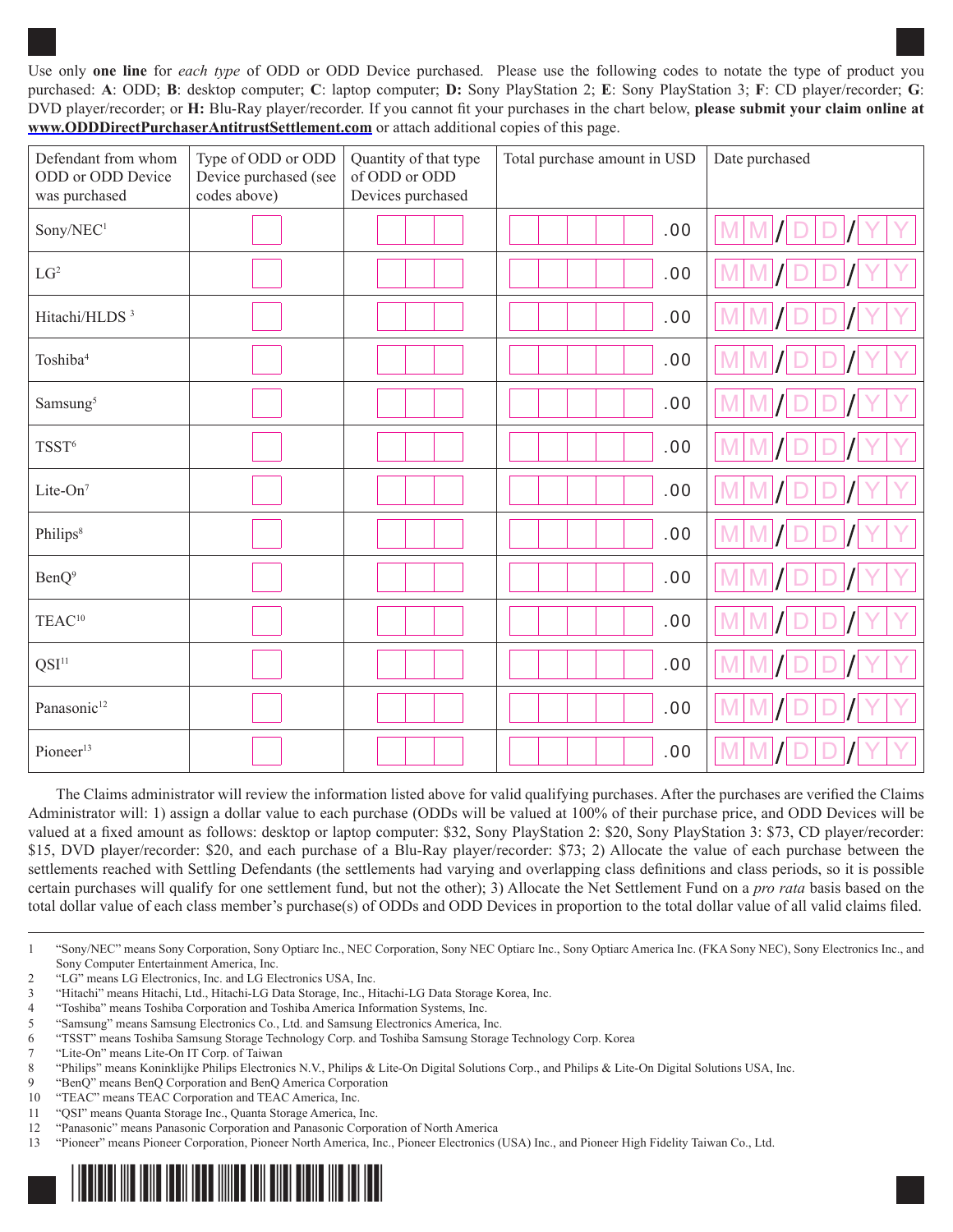Use only **one line** for *each type* of ODD or ODD Device purchased. Please use the following codes to notate the type of product you purchased: **A**: ODD; **B**: desktop computer; **C**: laptop computer; **D:** Sony PlayStation 2; **E**: Sony PlayStation 3; **F**: CD player/recorder; **G**: DVD player/recorder; or **H:** Blu-Ray player/recorder. If you cannot fit your purchases in the chart below, **please submit your claim online at www.ODDDirectPurchaserAntitrustSettlement.com** or attach additional copies of this page.

| Defendant from whom ODD or ODD Device was purchased | Type of ODD or ODD Device purchased (see codes above) | Quantity of that type of ODD or ODD Devices purchased | Total purchase amount in USD | Date purchased |
|---|---|---|---|---|
| Sony/NEC[1] | | | .00 | MM/DD/YY |
| LG[2] | | | .00 | MM/DD/YY |
| Hitachi/HLDS [3] | | | .00 | MM/DD/YY |
| Toshiba[4] | | | .00 | MM/DD/YY |
| Samsung[5] | | | .00 | MM/DD/YY |
| TSST[6] | | | .00 | MM/DD/YY |
| Lite-On[7] | | | .00 | MM/DD/YY |
| Philips[8] | | | .00 | MM/DD/YY |
| BenQ[9] | | | .00 | MM/DD/YY |
| TEAC[10] | | | .00 | MM/DD/YY |
| QSI[11] | | | .00 | MM/DD/YY |
| Panasonic[12] | | | .00 | MM/DD/YY |
| Pioneer[13] | | | .00 | MM/DD/YY |

The Claims administrator will review the information listed above for valid qualifying purchases. After the purchases are verified the Claims Administrator will: 1) assign a dollar value to each purchase (ODDs will be valued at 100% of their purchase price, and ODD Devices will be valued at a fixed amount as follows: desktop or laptop computer: \$32, Sony PlayStation 2: \$20, Sony PlayStation 3: \$73, CD player/recorder: \$15, DVD player/recorder: \$20, and each purchase of a Blu-Ray player/recorder: \$73; 2) Allocate the value of each purchase between the settlements reached with Settling Defendants (the settlements had varying and overlapping class definitions and class periods, so it is possible certain purchases will qualify for one settlement fund, but not the other); 3) Allocate the Net Settlement Fund on a *pro rata* basis based on the total dollar value of each class member's purchase(s) of ODDs and ODD Devices in proportion to the total dollar value of all valid claims filed.

1 "Sony/NEC" means Sony Corporation, Sony Optiarc Inc., NEC Corporation, Sony NEC Optiarc Inc., Sony Optiarc America Inc. (FKA Sony NEC), Sony Electronics Inc., and Sony Computer Entertainment America, Inc.

2 "LG" means LG Electronics, Inc. and LG Electronics USA, Inc.

3 "Hitachi" means Hitachi, Ltd., Hitachi-LG Data Storage, Inc., Hitachi-LG Data Storage Korea, Inc.

4 "Toshiba" means Toshiba Corporation and Toshiba America Information Systems, Inc.

5 "Samsung" means Samsung Electronics Co., Ltd. and Samsung Electronics America, Inc.

6 "TSST" means Toshiba Samsung Storage Technology Corp. and Toshiba Samsung Storage Technology Corp. Korea

7 "Lite-On" means Lite-On IT Corp. of Taiwan

8 "Philips" means Koninklijke Philips Electronics N.V., Philips & Lite-On Digital Solutions Corp., and Philips & Lite-On Digital Solutions USA, Inc.

9 "BenQ" means BenQ Corporation and BenQ America Corporation

10 "TEAC" means TEAC Corporation and TEAC America, Inc.

11 "QSI" means Quanta Storage Inc., Quanta Storage America, Inc.

12 "Panasonic" means Panasonic Corporation and Panasonic Corporation of North America

13 "Pioneer" means Pioneer Corporation, Pioneer North America, Inc., Pioneer Electronics (USA) Inc., and Pioneer High Fidelity Taiwan Co., Ltd.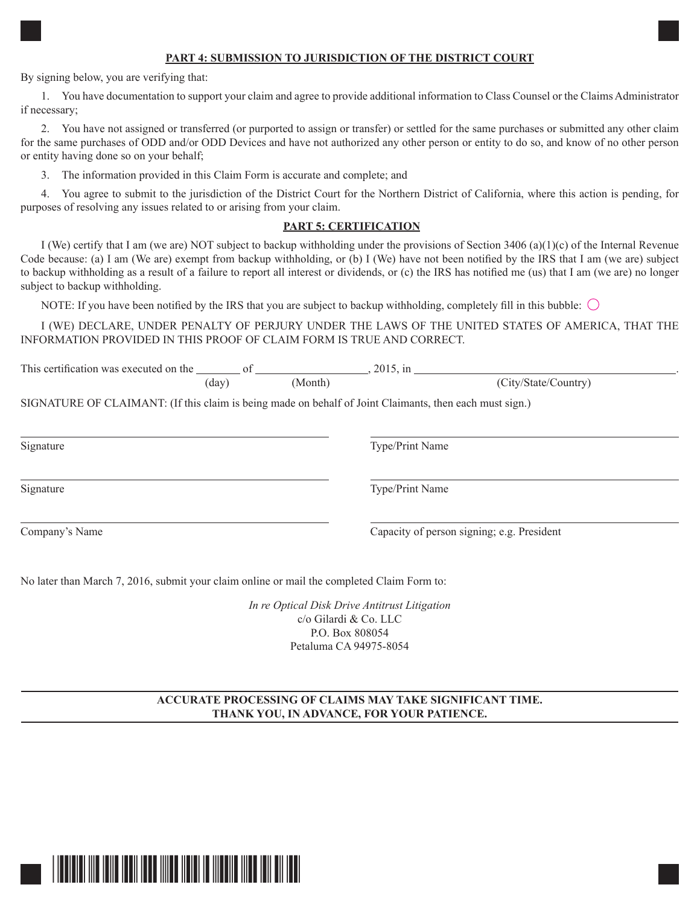## PART 4: SUBMISSION TO JURISDICTION OF THE DISTRICT COURT

By signing below, you are verifying that:

1. You have documentation to support your claim and agree to provide additional information to Class Counsel or the Claims Administrator if necessary;

2. You have not assigned or transferred (or purported to assign or transfer) or settled for the same purchases or submitted any other claim for the same purchases of ODD and/or ODD Devices and have not authorized any other person or entity to do so, and know of no other person or entity having done so on your behalf;

3. The information provided in this Claim Form is accurate and complete; and

4. You agree to submit to the jurisdiction of the District Court for the Northern District of California, where this action is pending, for purposes of resolving any issues related to or arising from your claim.

## PART 5: CERTIFICATION

I (We) certify that I am (we are) NOT subject to backup withholding under the provisions of Section 3406 (a)(1)(c) of the Internal Revenue Code because: (a) I am (We are) exempt from backup withholding, or (b) I (We) have not been notified by the IRS that I am (we are) subject to backup withholding as a result of a failure to report all interest or dividends, or (c) the IRS has notified me (us) that I am (we are) no longer subject to backup withholding.

NOTE: If you have been notified by the IRS that you are subject to backup withholding, completely fill in this bubble: ○

I (WE) DECLARE, UNDER PENALTY OF PERJURY UNDER THE LAWS OF THE UNITED STATES OF AMERICA, THAT THE INFORMATION PROVIDED IN THIS PROOF OF CLAIM FORM IS TRUE AND CORRECT.

This certification was executed on the ________ of ____________________, 2015, in ______________________________________________.
(day) (Month) (City/State/Country)

SIGNATURE OF CLAIMANT: (If this claim is being made on behalf of Joint Claimants, then each must sign.)

| | |
|---|---|
| ______________________________ | ______________________________ |
| Signature | Type/Print Name |
| ______________________________ | ______________________________ |
| Signature | Type/Print Name |
| ______________________________ | ______________________________ |
| Company's Name | Capacity of person signing; e.g. President |

No later than March 7, 2016, submit your claim online or mail the completed Claim Form to:

*In re Optical Disk Drive Antitrust Litigation*
c/o Gilardi & Co. LLC
P.O. Box 808054
Petaluma CA 94975-8054

**ACCURATE PROCESSING OF CLAIMS MAY TAKE SIGNIFICANT TIME.**
**THANK YOU, IN ADVANCE, FOR YOUR PATIENCE.**